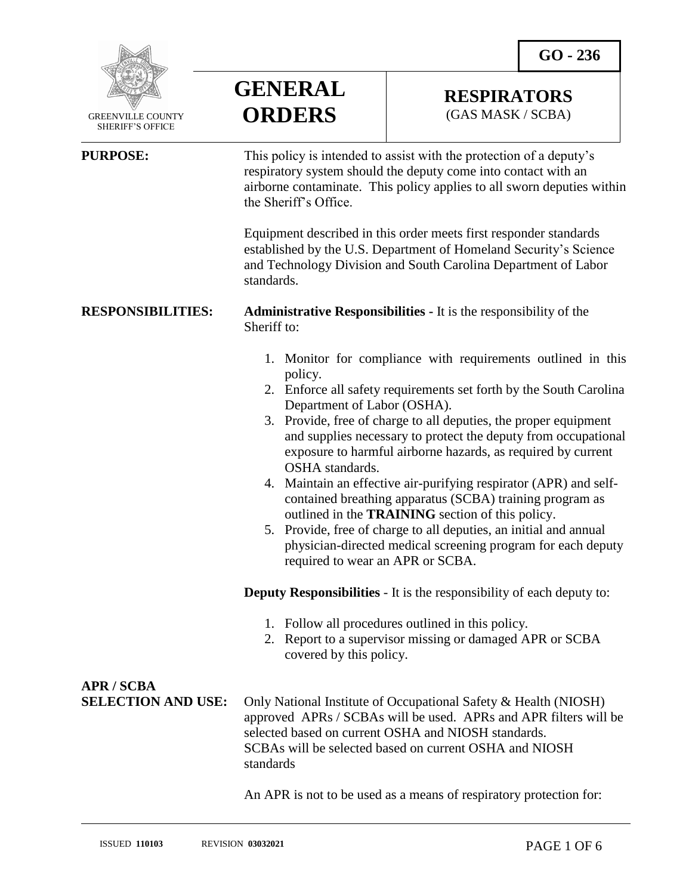**GO - 236**

GREENVILLE COUNTY SHERIFF'S OFFICE

# GENERAL ORDERS

## RESPIRATORS
(GAS MASK / SCBA)

**PURPOSE:**

This policy is intended to assist with the protection of a deputy's respiratory system should the deputy come into contact with an airborne contaminate. This policy applies to all sworn deputies within the Sheriff's Office.

Equipment described in this order meets first responder standards established by the U.S. Department of Homeland Security's Science and Technology Division and South Carolina Department of Labor standards.

**RESPONSIBILITIES:**

**Administrative Responsibilities -** It is the responsibility of the Sheriff to:

1. Monitor for compliance with requirements outlined in this policy.
2. Enforce all safety requirements set forth by the South Carolina Department of Labor (OSHA).
3. Provide, free of charge to all deputies, the proper equipment and supplies necessary to protect the deputy from occupational exposure to harmful airborne hazards, as required by current OSHA standards.
4. Maintain an effective air-purifying respirator (APR) and self-contained breathing apparatus (SCBA) training program as outlined in the **TRAINING** section of this policy.
5. Provide, free of charge to all deputies, an initial and annual physician-directed medical screening program for each deputy required to wear an APR or SCBA.

**Deputy Responsibilities** - It is the responsibility of each deputy to:

1. Follow all procedures outlined in this policy.
2. Report to a supervisor missing or damaged APR or SCBA covered by this policy.

**APR / SCBA SELECTION AND USE:**

Only National Institute of Occupational Safety & Health (NIOSH) approved APRs / SCBAs will be used. APRs and APR filters will be selected based on current OSHA and NIOSH standards. SCBAs will be selected based on current OSHA and NIOSH standards

An APR is not to be used as a means of respiratory protection for:

ISSUED **110103** REVISION **03032021**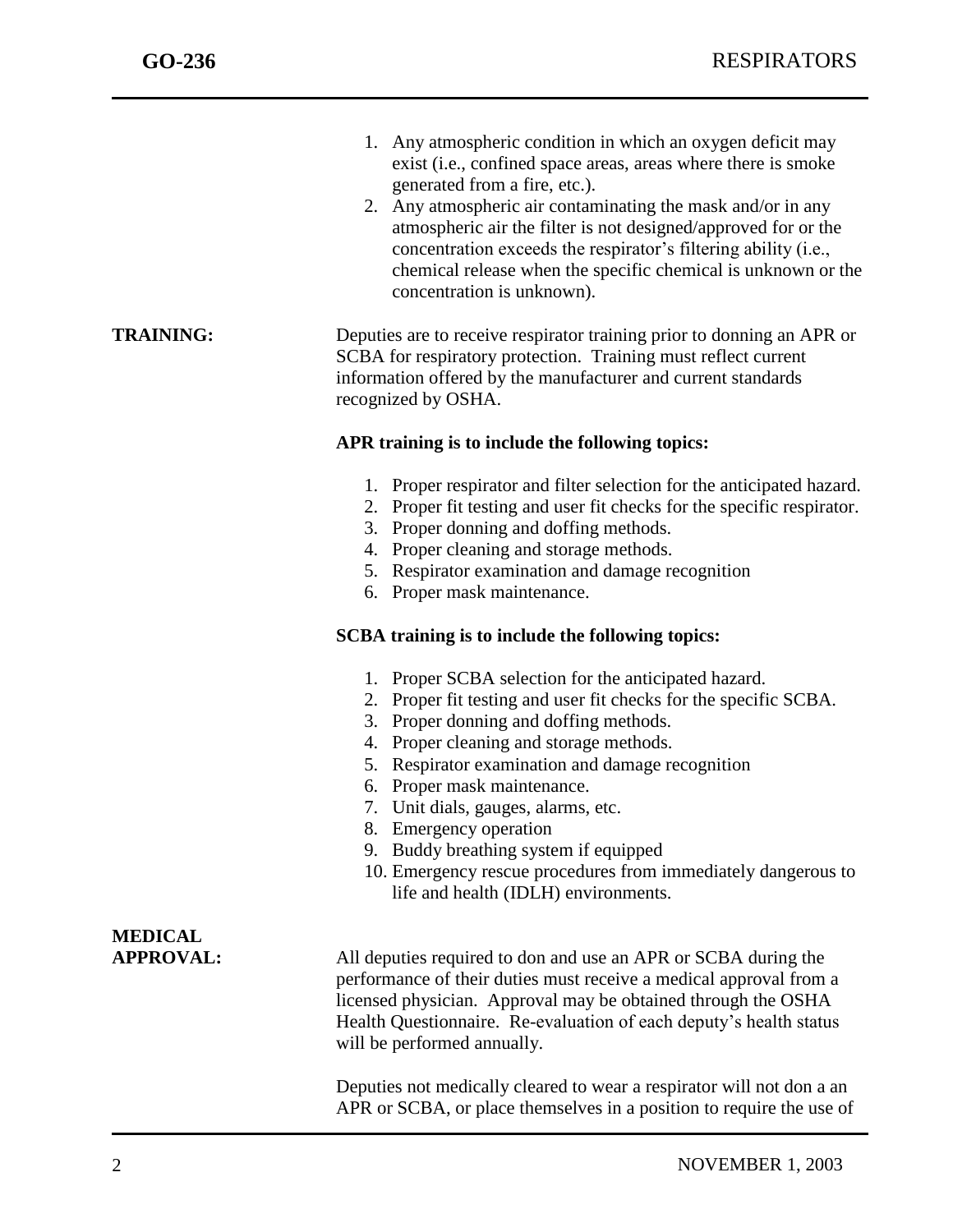1. Any atmospheric condition in which an oxygen deficit may exist (i.e., confined space areas, areas where there is smoke generated from a fire, etc.).
2. Any atmospheric air contaminating the mask and/or in any atmospheric air the filter is not designed/approved for or the concentration exceeds the respirator's filtering ability (i.e., chemical release when the specific chemical is unknown or the concentration is unknown).

**TRAINING:** Deputies are to receive respirator training prior to donning an APR or SCBA for respiratory protection. Training must reflect current information offered by the manufacturer and current standards recognized by OSHA.

**APR training is to include the following topics:**

1. Proper respirator and filter selection for the anticipated hazard.
2. Proper fit testing and user fit checks for the specific respirator.
3. Proper donning and doffing methods.
4. Proper cleaning and storage methods.
5. Respirator examination and damage recognition
6. Proper mask maintenance.

**SCBA training is to include the following topics:**

1. Proper SCBA selection for the anticipated hazard.
2. Proper fit testing and user fit checks for the specific SCBA.
3. Proper donning and doffing methods.
4. Proper cleaning and storage methods.
5. Respirator examination and damage recognition
6. Proper mask maintenance.
7. Unit dials, gauges, alarms, etc.
8. Emergency operation
9. Buddy breathing system if equipped
10. Emergency rescue procedures from immediately dangerous to life and health (IDLH) environments.

**MEDICAL APPROVAL:** All deputies required to don and use an APR or SCBA during the performance of their duties must receive a medical approval from a licensed physician. Approval may be obtained through the OSHA Health Questionnaire. Re-evaluation of each deputy's health status will be performed annually.

Deputies not medically cleared to wear a respirator will not don a an APR or SCBA, or place themselves in a position to require the use of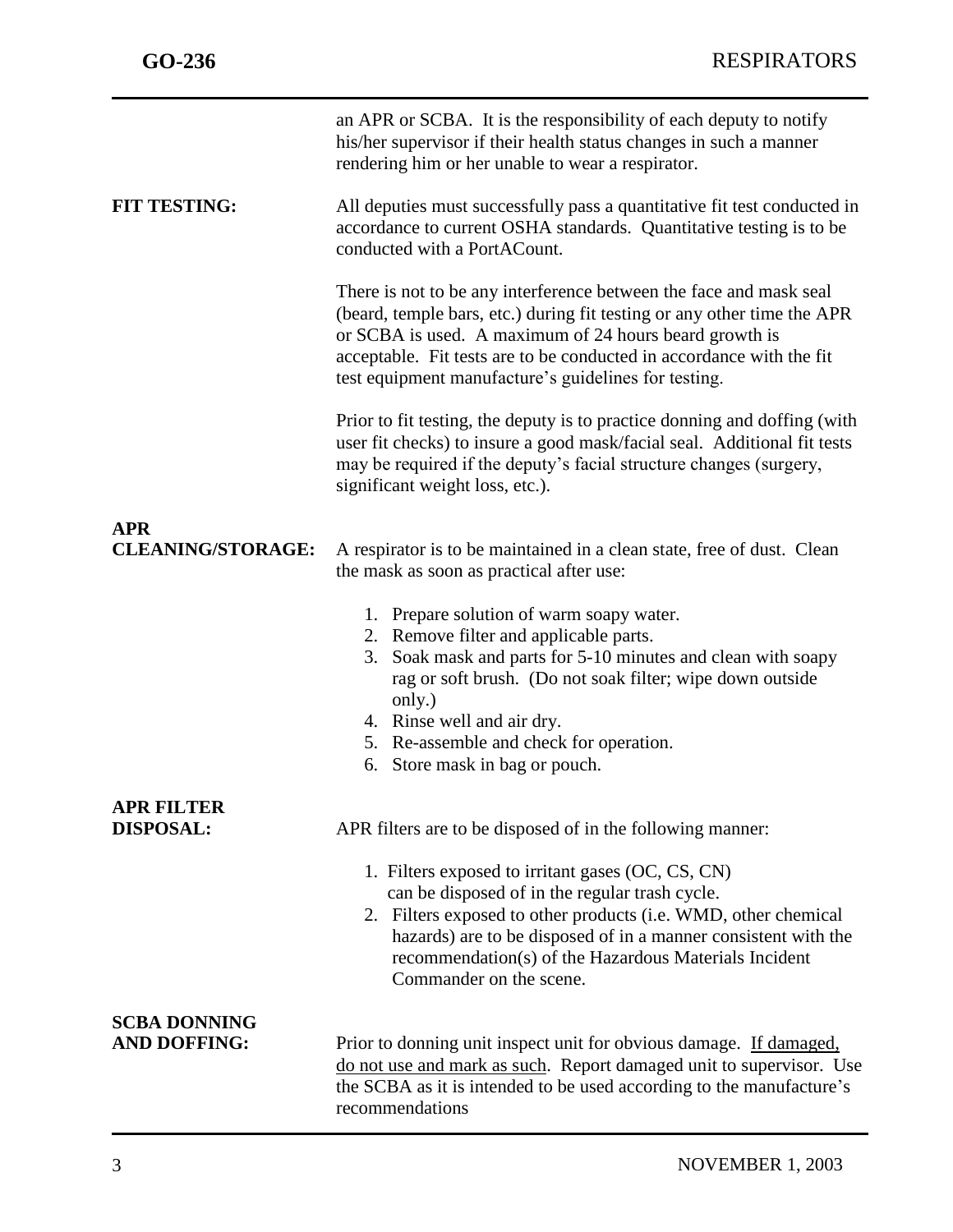an APR or SCBA. It is the responsibility of each deputy to notify his/her supervisor if their health status changes in such a manner rendering him or her unable to wear a respirator.

**FIT TESTING:**

All deputies must successfully pass a quantitative fit test conducted in accordance to current OSHA standards. Quantitative testing is to be conducted with a PortACount.

There is not to be any interference between the face and mask seal (beard, temple bars, etc.) during fit testing or any other time the APR or SCBA is used. A maximum of 24 hours beard growth is acceptable. Fit tests are to be conducted in accordance with the fit test equipment manufacture's guidelines for testing.

Prior to fit testing, the deputy is to practice donning and doffing (with user fit checks) to insure a good mask/facial seal. Additional fit tests may be required if the deputy's facial structure changes (surgery, significant weight loss, etc.).

**APR CLEANING/STORAGE:**

A respirator is to be maintained in a clean state, free of dust. Clean the mask as soon as practical after use:

1. Prepare solution of warm soapy water.
2. Remove filter and applicable parts.
3. Soak mask and parts for 5-10 minutes and clean with soapy rag or soft brush. (Do not soak filter; wipe down outside only.)
4. Rinse well and air dry.
5. Re-assemble and check for operation.
6. Store mask in bag or pouch.

**APR FILTER DISPOSAL:**

APR filters are to be disposed of in the following manner:

1. Filters exposed to irritant gases (OC, CS, CN) can be disposed of in the regular trash cycle.
2. Filters exposed to other products (i.e. WMD, other chemical hazards) are to be disposed of in a manner consistent with the recommendation(s) of the Hazardous Materials Incident Commander on the scene.

**SCBA DONNING AND DOFFING:**

Prior to donning unit inspect unit for obvious damage. <u>If damaged, do not use and mark as such</u>. Report damaged unit to supervisor. Use the SCBA as it is intended to be used according to the manufacture's recommendations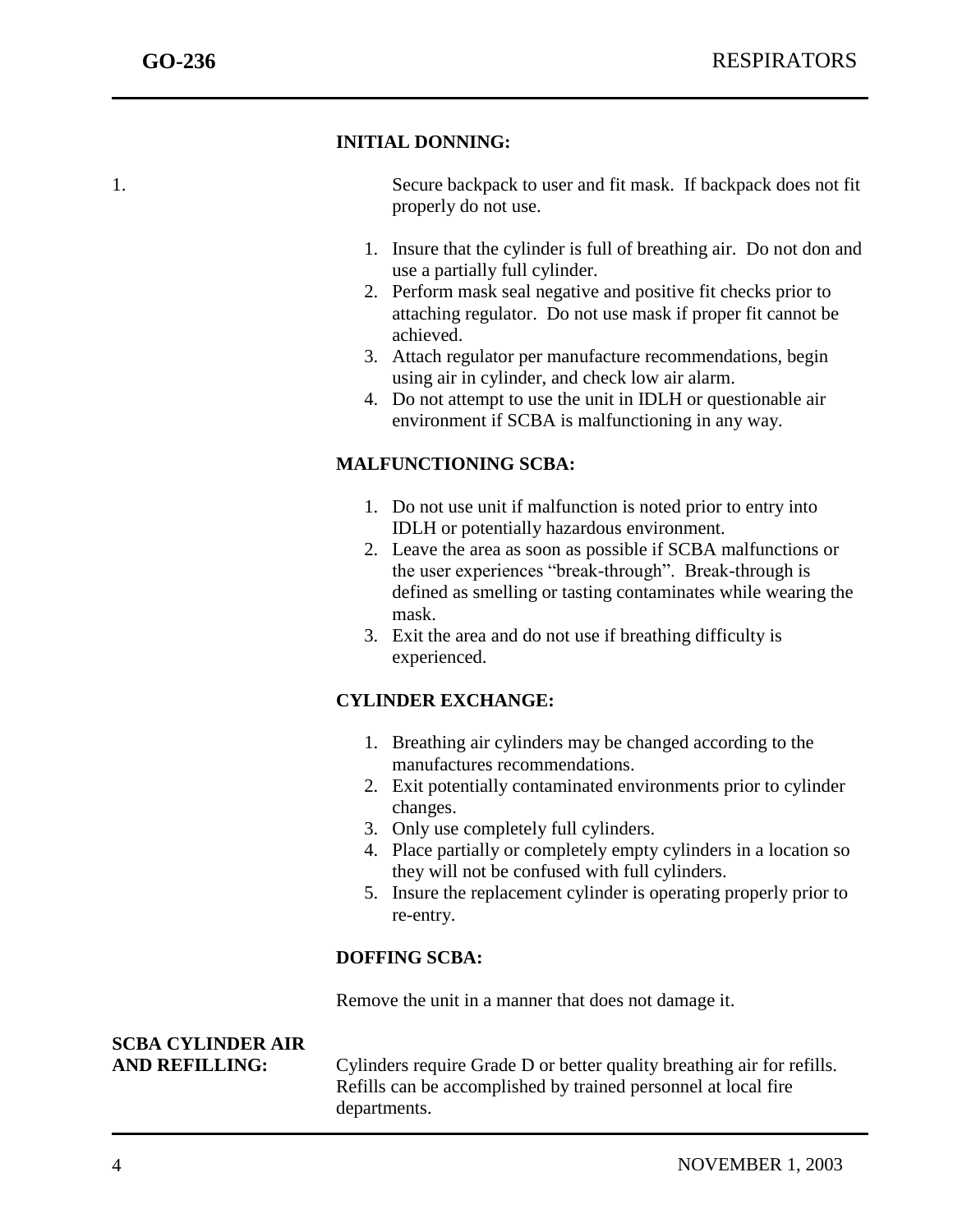**INITIAL DONNING:**

1. Secure backpack to user and fit mask. If backpack does not fit properly do not use.

   1. Insure that the cylinder is full of breathing air. Do not don and use a partially full cylinder.
   2. Perform mask seal negative and positive fit checks prior to attaching regulator. Do not use mask if proper fit cannot be achieved.
   3. Attach regulator per manufacture recommendations, begin using air in cylinder, and check low air alarm.
   4. Do not attempt to use the unit in IDLH or questionable air environment if SCBA is malfunctioning in any way.

**MALFUNCTIONING SCBA:**

1. Do not use unit if malfunction is noted prior to entry into IDLH or potentially hazardous environment.
2. Leave the area as soon as possible if SCBA malfunctions or the user experiences "break-through". Break-through is defined as smelling or tasting contaminates while wearing the mask.
3. Exit the area and do not use if breathing difficulty is experienced.

**CYLINDER EXCHANGE:**

1. Breathing air cylinders may be changed according to the manufactures recommendations.
2. Exit potentially contaminated environments prior to cylinder changes.
3. Only use completely full cylinders.
4. Place partially or completely empty cylinders in a location so they will not be confused with full cylinders.
5. Insure the replacement cylinder is operating properly prior to re-entry.

**DOFFING SCBA:**

Remove the unit in a manner that does not damage it.

**SCBA CYLINDER AIR AND REFILLING:** Cylinders require Grade D or better quality breathing air for refills. Refills can be accomplished by trained personnel at local fire departments.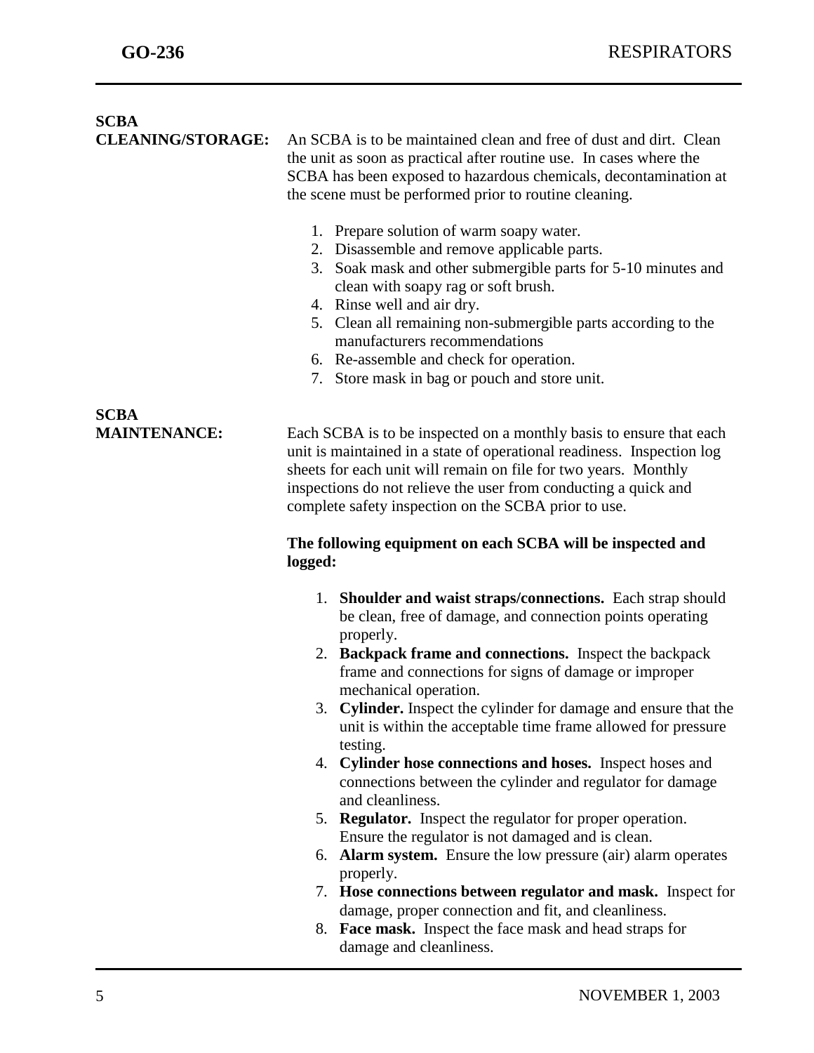## SCBA CLEANING/STORAGE:

An SCBA is to be maintained clean and free of dust and dirt. Clean the unit as soon as practical after routine use. In cases where the SCBA has been exposed to hazardous chemicals, decontamination at the scene must be performed prior to routine cleaning.

1. Prepare solution of warm soapy water.
2. Disassemble and remove applicable parts.
3. Soak mask and other submergible parts for 5-10 minutes and clean with soapy rag or soft brush.
4. Rinse well and air dry.
5. Clean all remaining non-submergible parts according to the manufacturers recommendations
6. Re-assemble and check for operation.
7. Store mask in bag or pouch and store unit.

## SCBA MAINTENANCE:

Each SCBA is to be inspected on a monthly basis to ensure that each unit is maintained in a state of operational readiness. Inspection log sheets for each unit will remain on file for two years. Monthly inspections do not relieve the user from conducting a quick and complete safety inspection on the SCBA prior to use.

**The following equipment on each SCBA will be inspected and logged:**

1. **Shoulder and waist straps/connections.** Each strap should be clean, free of damage, and connection points operating properly.
2. **Backpack frame and connections.** Inspect the backpack frame and connections for signs of damage or improper mechanical operation.
3. **Cylinder.** Inspect the cylinder for damage and ensure that the unit is within the acceptable time frame allowed for pressure testing.
4. **Cylinder hose connections and hoses.** Inspect hoses and connections between the cylinder and regulator for damage and cleanliness.
5. **Regulator.** Inspect the regulator for proper operation. Ensure the regulator is not damaged and is clean.
6. **Alarm system.** Ensure the low pressure (air) alarm operates properly.
7. **Hose connections between regulator and mask.** Inspect for damage, proper connection and fit, and cleanliness.
8. **Face mask.** Inspect the face mask and head straps for damage and cleanliness.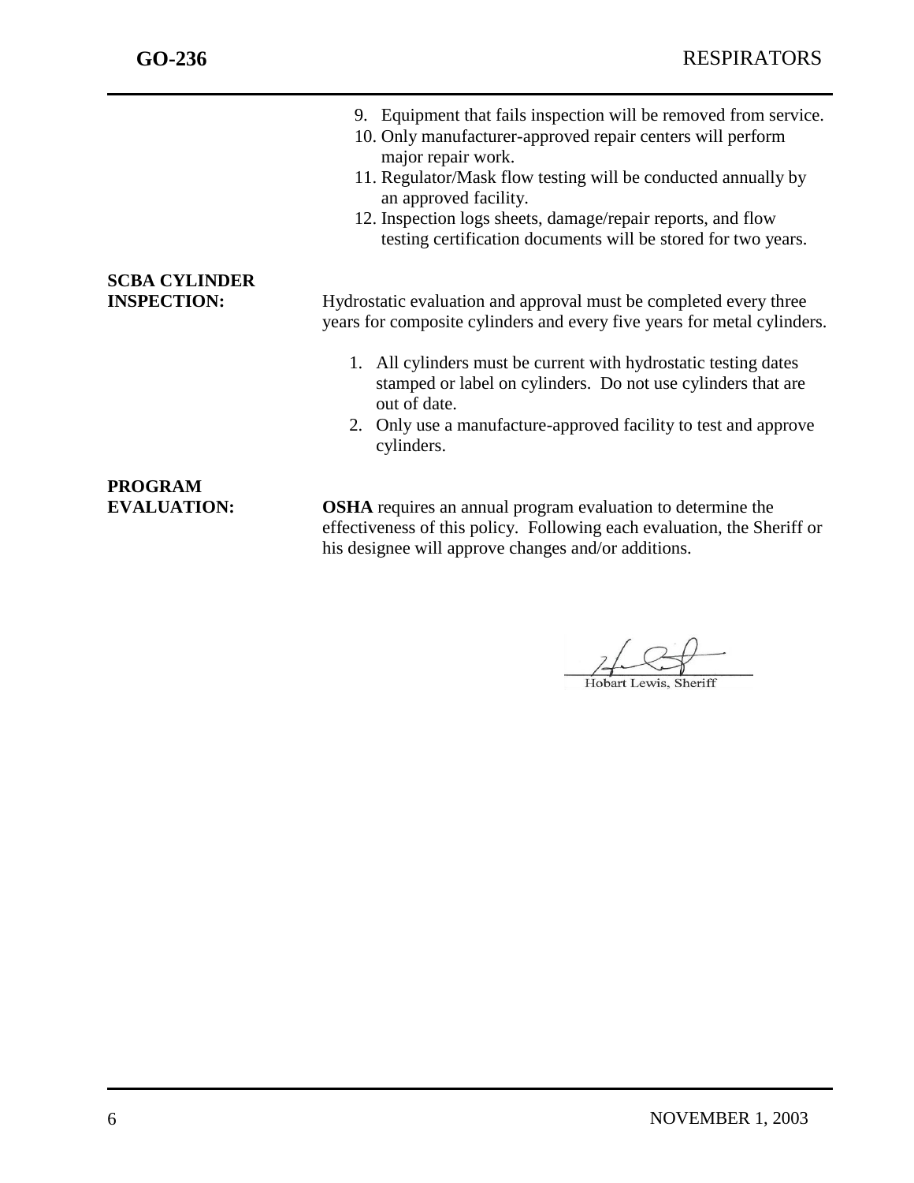9. Equipment that fails inspection will be removed from service.
10. Only manufacturer-approved repair centers will perform major repair work.
11. Regulator/Mask flow testing will be conducted annually by an approved facility.
12. Inspection logs sheets, damage/repair reports, and flow testing certification documents will be stored for two years.

**SCBA CYLINDER INSPECTION:**

Hydrostatic evaluation and approval must be completed every three years for composite cylinders and every five years for metal cylinders.

1. All cylinders must be current with hydrostatic testing dates stamped or label on cylinders. Do not use cylinders that are out of date.
2. Only use a manufacture-approved facility to test and approve cylinders.

**PROGRAM EVALUATION:**

**OSHA** requires an annual program evaluation to determine the effectiveness of this policy. Following each evaluation, the Sheriff or his designee will approve changes and/or additions.

Hobart Lewis, Sheriff